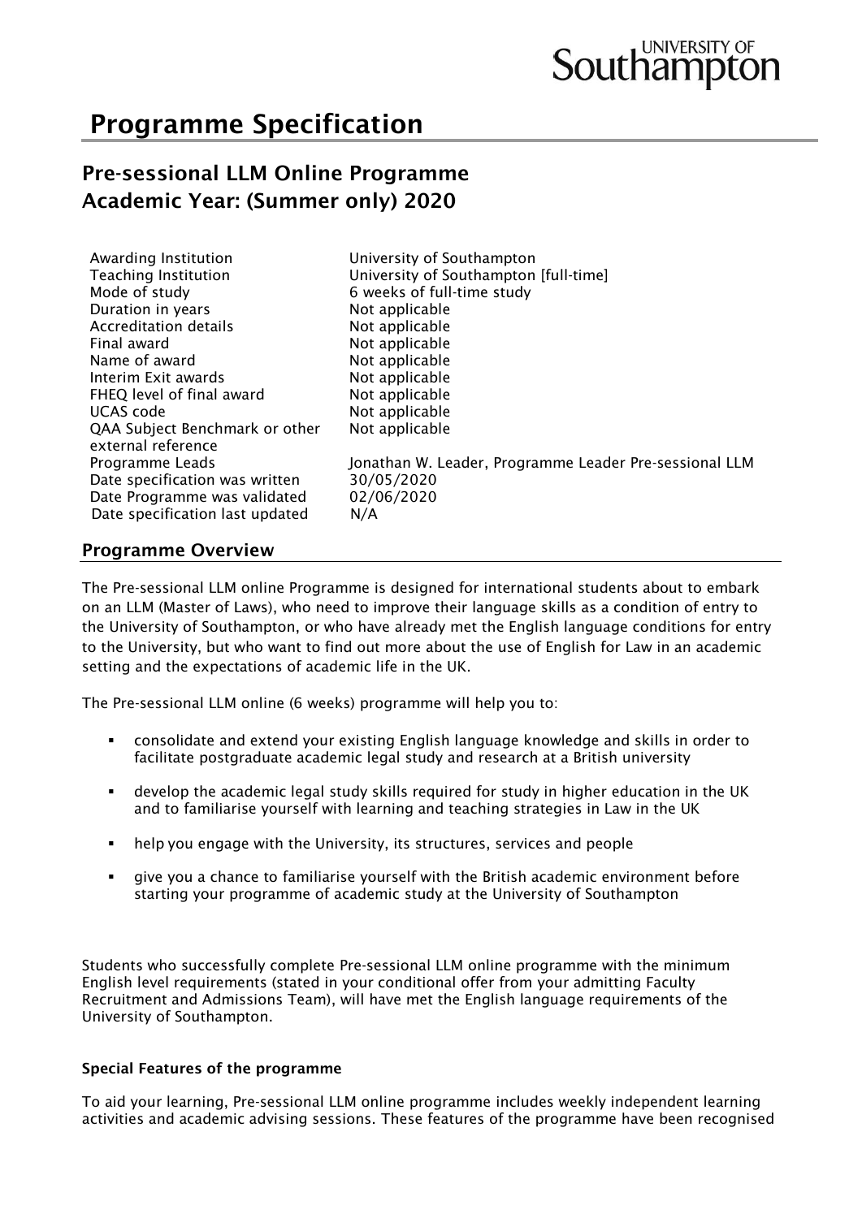# Programme Specification

## Pre-sessional LLM Online Programme
## Academic Year: (Summer only) 2020

| | |
|---|---|
| Awarding Institution | University of Southampton |
| Teaching Institution | University of Southampton [full-time] |
| Mode of study | 6 weeks of full-time study |
| Duration in years | Not applicable |
| Accreditation details | Not applicable |
| Final award | Not applicable |
| Name of award | Not applicable |
| Interim Exit awards | Not applicable |
| FHEQ level of final award | Not applicable |
| UCAS code | Not applicable |
| QAA Subject Benchmark or other external reference | Not applicable |
| Programme Leads | Jonathan W. Leader, Programme Leader Pre-sessional LLM |
| Date specification was written | 30/05/2020 |
| Date Programme was validated | 02/06/2020 |
| Date specification last updated | N/A |

### Programme Overview

The Pre-sessional LLM online Programme is designed for international students about to embark on an LLM (Master of Laws), who need to improve their language skills as a condition of entry to the University of Southampton, or who have already met the English language conditions for entry to the University, but who want to find out more about the use of English for Law in an academic setting and the expectations of academic life in the UK.

The Pre-sessional LLM online (6 weeks) programme will help you to:

- consolidate and extend your existing English language knowledge and skills in order to facilitate postgraduate academic legal study and research at a British university
- develop the academic legal study skills required for study in higher education in the UK and to familiarise yourself with learning and teaching strategies in Law in the UK
- help you engage with the University, its structures, services and people
- give you a chance to familiarise yourself with the British academic environment before starting your programme of academic study at the University of Southampton

Students who successfully complete Pre-sessional LLM online programme with the minimum English level requirements (stated in your conditional offer from your admitting Faculty Recruitment and Admissions Team), will have met the English language requirements of the University of Southampton.

#### Special Features of the programme

To aid your learning, Pre-sessional LLM online programme includes weekly independent learning activities and academic advising sessions. These features of the programme have been recognised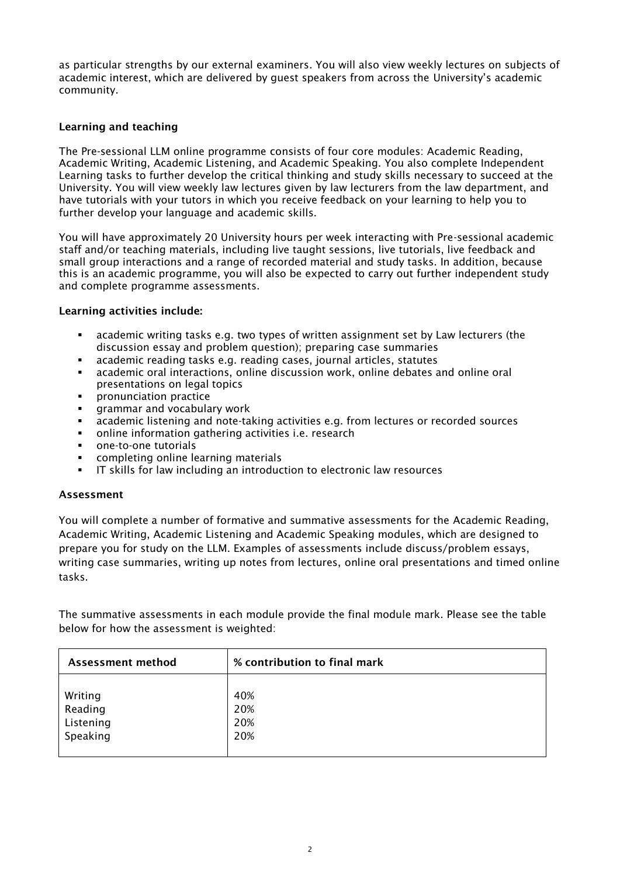as particular strengths by our external examiners. You will also view weekly lectures on subjects of academic interest, which are delivered by guest speakers from across the University's academic community.

## Learning and teaching

The Pre-sessional LLM online programme consists of four core modules: Academic Reading, Academic Writing, Academic Listening, and Academic Speaking. You also complete Independent Learning tasks to further develop the critical thinking and study skills necessary to succeed at the University. You will view weekly law lectures given by law lecturers from the law department, and have tutorials with your tutors in which you receive feedback on your learning to help you to further develop your language and academic skills.

You will have approximately 20 University hours per week interacting with Pre-sessional academic staff and/or teaching materials, including live taught sessions, live tutorials, live feedback and small group interactions and a range of recorded material and study tasks. In addition, because this is an academic programme, you will also be expected to carry out further independent study and complete programme assessments.

### Learning activities include:

- academic writing tasks e.g. two types of written assignment set by Law lecturers (the discussion essay and problem question); preparing case summaries
- academic reading tasks e.g. reading cases, journal articles, statutes
- academic oral interactions, online discussion work, online debates and online oral presentations on legal topics
- pronunciation practice
- grammar and vocabulary work
- academic listening and note-taking activities e.g. from lectures or recorded sources
- online information gathering activities i.e. research
- one-to-one tutorials
- completing online learning materials
- IT skills for law including an introduction to electronic law resources

## Assessment

You will complete a number of formative and summative assessments for the Academic Reading, Academic Writing, Academic Listening and Academic Speaking modules, which are designed to prepare you for study on the LLM. Examples of assessments include discuss/problem essays, writing case summaries, writing up notes from lectures, online oral presentations and timed online tasks.

The summative assessments in each module provide the final module mark. Please see the table below for how the assessment is weighted:

| Assessment method | % contribution to final mark |
|---|---|
| Writing | 40% |
| Reading | 20% |
| Listening | 20% |
| Speaking | 20% |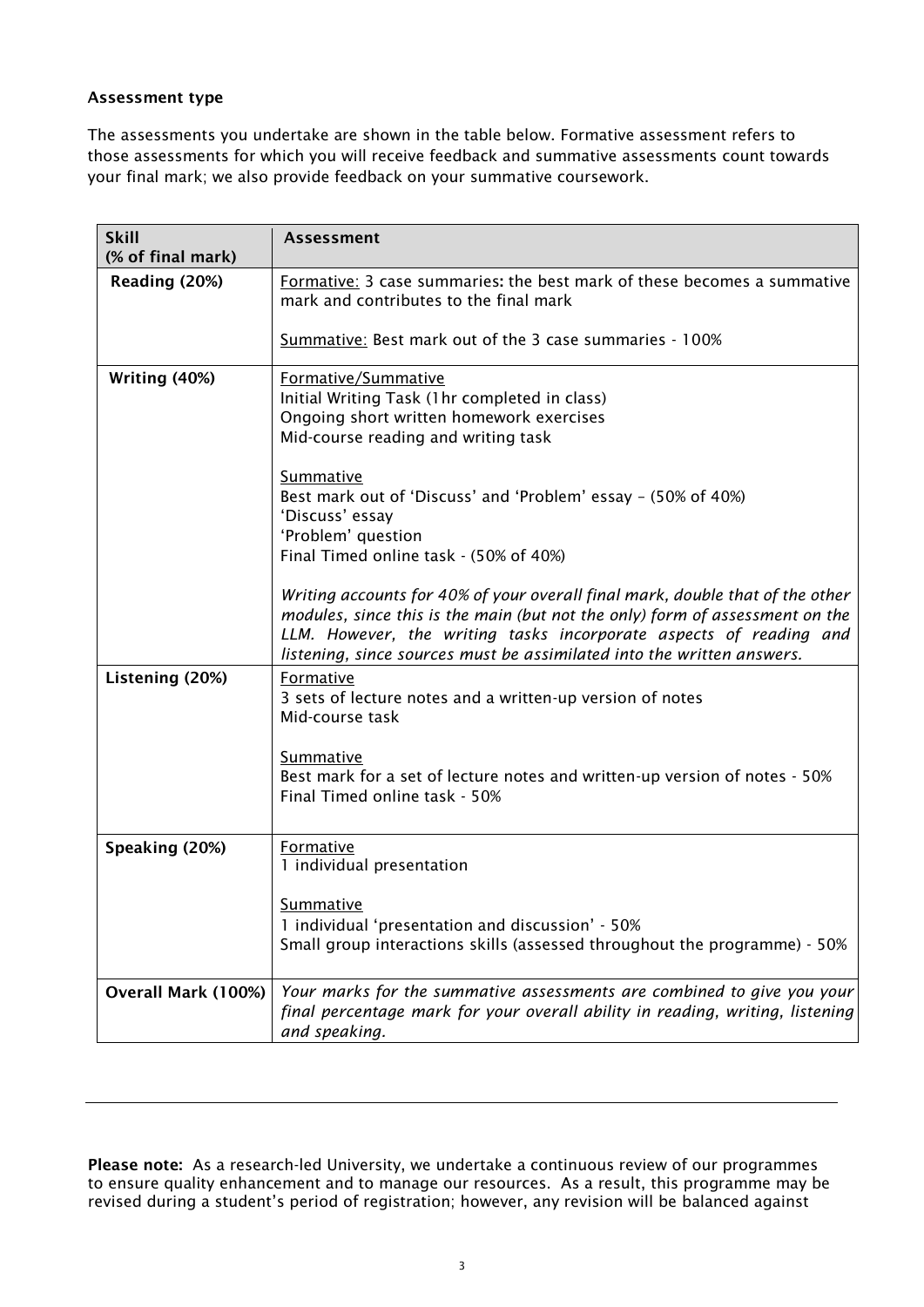**Assessment type**

The assessments you undertake are shown in the table below. Formative assessment refers to those assessments for which you will receive feedback and summative assessments count towards your final mark; we also provide feedback on your summative coursework.

| **Skill (% of final mark)** | **Assessment** |
|---|---|
| **Reading (20%)** | Formative: 3 case summaries**:** the best mark of these becomes a summative mark and contributes to the final mark<br><br>Summative: Best mark out of the 3 case summaries - 100% |
| **Writing (40%)** | Formative/Summative<br>Initial Writing Task (1hr completed in class)<br>Ongoing short written homework exercises<br>Mid-course reading and writing task<br><br>Summative<br>Best mark out of 'Discuss' and 'Problem' essay – (50% of 40%)<br>'Discuss' essay<br>'Problem' question<br>Final Timed online task - (50% of 40%)<br><br>*Writing accounts for 40% of your overall final mark, double that of the other modules, since this is the main (but not the only) form of assessment on the LLM. However, the writing tasks incorporate aspects of reading and listening, since sources must be assimilated into the written answers.* |
| **Listening (20%)** | Formative<br>3 sets of lecture notes and a written-up version of notes<br>Mid-course task<br><br>Summative<br>Best mark for a set of lecture notes and written-up version of notes - 50%<br>Final Timed online task - 50% |
| **Speaking (20%)** | Formative<br>1 individual presentation<br><br>Summative<br>1 individual 'presentation and discussion' - 50%<br>Small group interactions skills (assessed throughout the programme) - 50% |
| **Overall Mark (100%)** | *Your marks for the summative assessments are combined to give you your final percentage mark for your overall ability in reading, writing, listening and speaking.* |

---

**Please note:** As a research-led University, we undertake a continuous review of our programmes to ensure quality enhancement and to manage our resources. As a result, this programme may be revised during a student's period of registration; however, any revision will be balanced against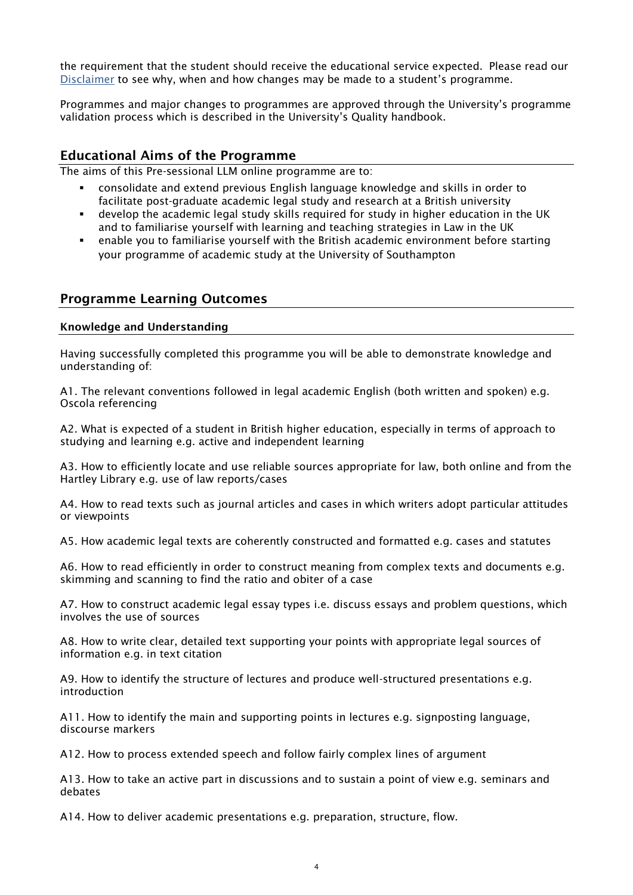the requirement that the student should receive the educational service expected. Please read our Disclaimer to see why, when and how changes may be made to a student's programme.

Programmes and major changes to programmes are approved through the University's programme validation process which is described in the University's Quality handbook.

## Educational Aims of the Programme

The aims of this Pre-sessional LLM online programme are to:

- consolidate and extend previous English language knowledge and skills in order to facilitate post-graduate academic legal study and research at a British university
- develop the academic legal study skills required for study in higher education in the UK and to familiarise yourself with learning and teaching strategies in Law in the UK
- enable you to familiarise yourself with the British academic environment before starting your programme of academic study at the University of Southampton

## Programme Learning Outcomes

### Knowledge and Understanding

Having successfully completed this programme you will be able to demonstrate knowledge and understanding of:

A1. The relevant conventions followed in legal academic English (both written and spoken) e.g. Oscola referencing

A2. What is expected of a student in British higher education, especially in terms of approach to studying and learning e.g. active and independent learning

A3. How to efficiently locate and use reliable sources appropriate for law, both online and from the Hartley Library e.g. use of law reports/cases

A4. How to read texts such as journal articles and cases in which writers adopt particular attitudes or viewpoints

A5. How academic legal texts are coherently constructed and formatted e.g. cases and statutes

A6. How to read efficiently in order to construct meaning from complex texts and documents e.g. skimming and scanning to find the ratio and obiter of a case

A7. How to construct academic legal essay types i.e. discuss essays and problem questions, which involves the use of sources

A8. How to write clear, detailed text supporting your points with appropriate legal sources of information e.g. in text citation

A9. How to identify the structure of lectures and produce well-structured presentations e.g. introduction

A11. How to identify the main and supporting points in lectures e.g. signposting language, discourse markers

A12. How to process extended speech and follow fairly complex lines of argument

A13. How to take an active part in discussions and to sustain a point of view e.g. seminars and debates

A14. How to deliver academic presentations e.g. preparation, structure, flow.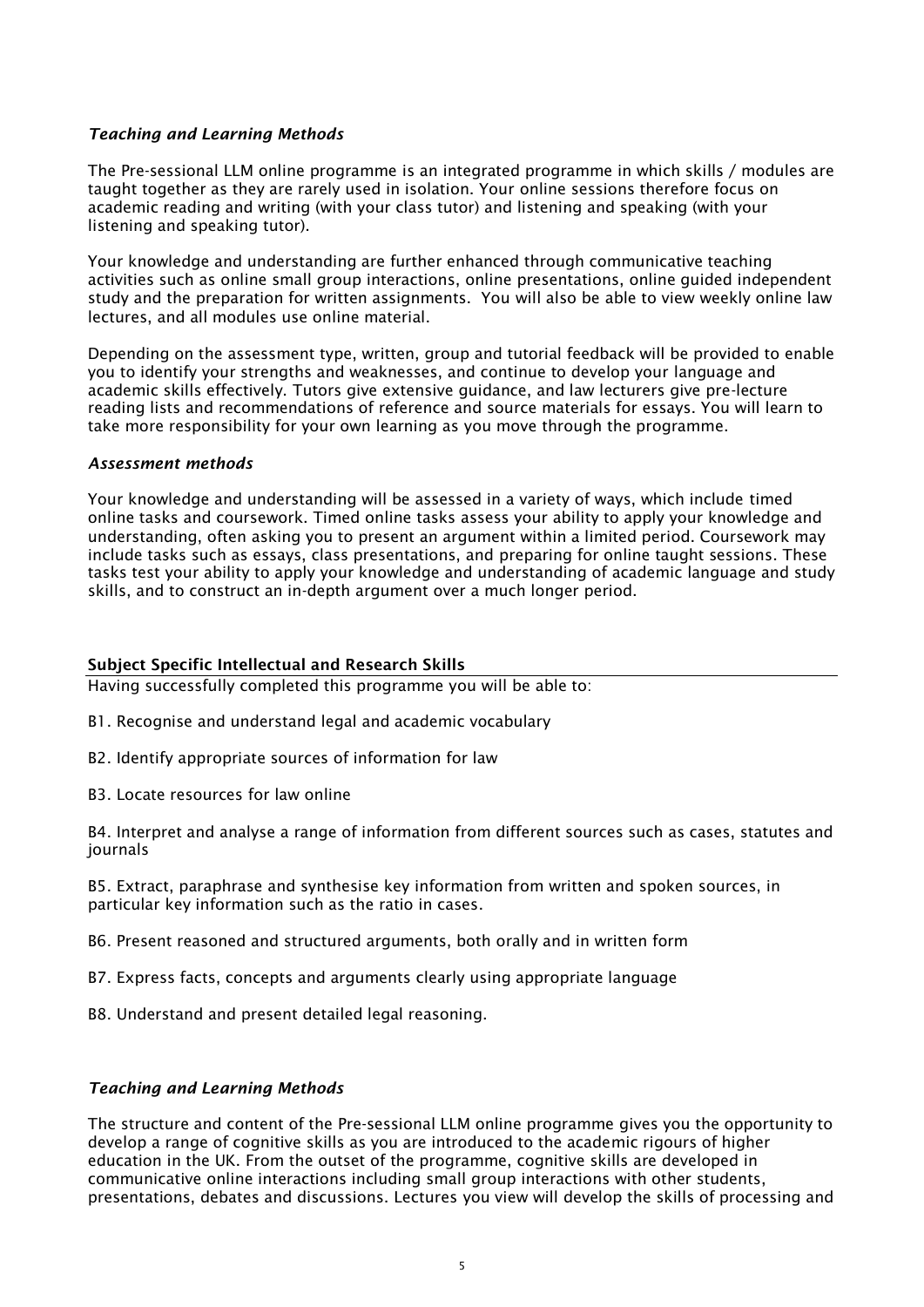### *Teaching and Learning Methods*

The Pre-sessional LLM online programme is an integrated programme in which skills / modules are taught together as they are rarely used in isolation. Your online sessions therefore focus on academic reading and writing (with your class tutor) and listening and speaking (with your listening and speaking tutor).

Your knowledge and understanding are further enhanced through communicative teaching activities such as online small group interactions, online presentations, online guided independent study and the preparation for written assignments. You will also be able to view weekly online law lectures, and all modules use online material.

Depending on the assessment type, written, group and tutorial feedback will be provided to enable you to identify your strengths and weaknesses, and continue to develop your language and academic skills effectively. Tutors give extensive guidance, and law lecturers give pre-lecture reading lists and recommendations of reference and source materials for essays. You will learn to take more responsibility for your own learning as you move through the programme.

### *Assessment methods*

Your knowledge and understanding will be assessed in a variety of ways, which include timed online tasks and coursework. Timed online tasks assess your ability to apply your knowledge and understanding, often asking you to present an argument within a limited period. Coursework may include tasks such as essays, class presentations, and preparing for online taught sessions. These tasks test your ability to apply your knowledge and understanding of academic language and study skills, and to construct an in-depth argument over a much longer period.

## Subject Specific Intellectual and Research Skills

Having successfully completed this programme you will be able to:

B1. Recognise and understand legal and academic vocabulary

B2. Identify appropriate sources of information for law

B3. Locate resources for law online

B4. Interpret and analyse a range of information from different sources such as cases, statutes and journals

B5. Extract, paraphrase and synthesise key information from written and spoken sources, in particular key information such as the ratio in cases.

B6. Present reasoned and structured arguments, both orally and in written form

B7. Express facts, concepts and arguments clearly using appropriate language

B8. Understand and present detailed legal reasoning.

### *Teaching and Learning Methods*

The structure and content of the Pre-sessional LLM online programme gives you the opportunity to develop a range of cognitive skills as you are introduced to the academic rigours of higher education in the UK. From the outset of the programme, cognitive skills are developed in communicative online interactions including small group interactions with other students, presentations, debates and discussions. Lectures you view will develop the skills of processing and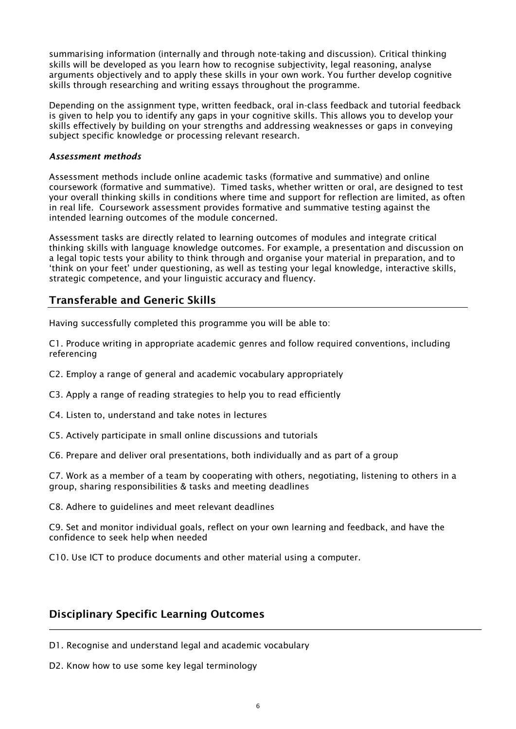summarising information (internally and through note-taking and discussion). Critical thinking skills will be developed as you learn how to recognise subjectivity, legal reasoning, analyse arguments objectively and to apply these skills in your own work. You further develop cognitive skills through researching and writing essays throughout the programme.

Depending on the assignment type, written feedback, oral in-class feedback and tutorial feedback is given to help you to identify any gaps in your cognitive skills. This allows you to develop your skills effectively by building on your strengths and addressing weaknesses or gaps in conveying subject specific knowledge or processing relevant research.

### *Assessment methods*

Assessment methods include online academic tasks (formative and summative) and online coursework (formative and summative). Timed tasks, whether written or oral, are designed to test your overall thinking skills in conditions where time and support for reflection are limited, as often in real life. Coursework assessment provides formative and summative testing against the intended learning outcomes of the module concerned.

Assessment tasks are directly related to learning outcomes of modules and integrate critical thinking skills with language knowledge outcomes. For example, a presentation and discussion on a legal topic tests your ability to think through and organise your material in preparation, and to 'think on your feet' under questioning, as well as testing your legal knowledge, interactive skills, strategic competence, and your linguistic accuracy and fluency.

## Transferable and Generic Skills

Having successfully completed this programme you will be able to:

C1. Produce writing in appropriate academic genres and follow required conventions, including referencing

C2. Employ a range of general and academic vocabulary appropriately

C3. Apply a range of reading strategies to help you to read efficiently

C4. Listen to, understand and take notes in lectures

C5. Actively participate in small online discussions and tutorials

C6. Prepare and deliver oral presentations, both individually and as part of a group

C7. Work as a member of a team by cooperating with others, negotiating, listening to others in a group, sharing responsibilities & tasks and meeting deadlines

C8. Adhere to guidelines and meet relevant deadlines

C9. Set and monitor individual goals, reflect on your own learning and feedback, and have the confidence to seek help when needed

C10. Use ICT to produce documents and other material using a computer.

## Disciplinary Specific Learning Outcomes

D1. Recognise and understand legal and academic vocabulary

D2. Know how to use some key legal terminology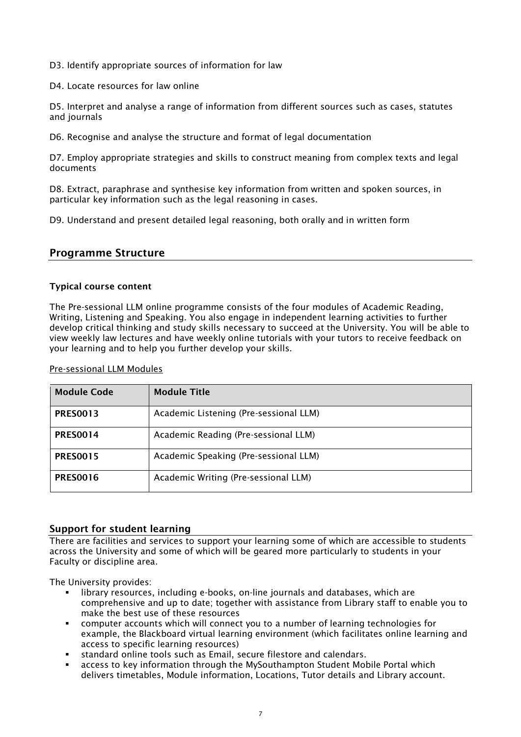D3. Identify appropriate sources of information for law

D4. Locate resources for law online

D5. Interpret and analyse a range of information from different sources such as cases, statutes and journals

D6. Recognise and analyse the structure and format of legal documentation

D7. Employ appropriate strategies and skills to construct meaning from complex texts and legal documents

D8. Extract, paraphrase and synthesise key information from written and spoken sources, in particular key information such as the legal reasoning in cases.

D9. Understand and present detailed legal reasoning, both orally and in written form

## Programme Structure

### Typical course content

The Pre-sessional LLM online programme consists of the four modules of Academic Reading, Writing, Listening and Speaking. You also engage in independent learning activities to further develop critical thinking and study skills necessary to succeed at the University. You will be able to view weekly law lectures and have weekly online tutorials with your tutors to receive feedback on your learning and to help you further develop your skills.

Pre-sessional LLM Modules

| Module Code | Module Title |
| --- | --- |
| **PRES0013** | Academic Listening (Pre-sessional LLM) |
| **PRES0014** | Academic Reading (Pre-sessional LLM) |
| **PRES0015** | Academic Speaking (Pre-sessional LLM) |
| **PRES0016** | Academic Writing (Pre-sessional LLM) |

## Support for student learning

There are facilities and services to support your learning some of which are accessible to students across the University and some of which will be geared more particularly to students in your Faculty or discipline area.

The University provides:

- library resources, including e-books, on-line journals and databases, which are comprehensive and up to date; together with assistance from Library staff to enable you to make the best use of these resources
- computer accounts which will connect you to a number of learning technologies for example, the Blackboard virtual learning environment (which facilitates online learning and access to specific learning resources)
- standard online tools such as Email, secure filestore and calendars.
- access to key information through the MySouthampton Student Mobile Portal which delivers timetables, Module information, Locations, Tutor details and Library account.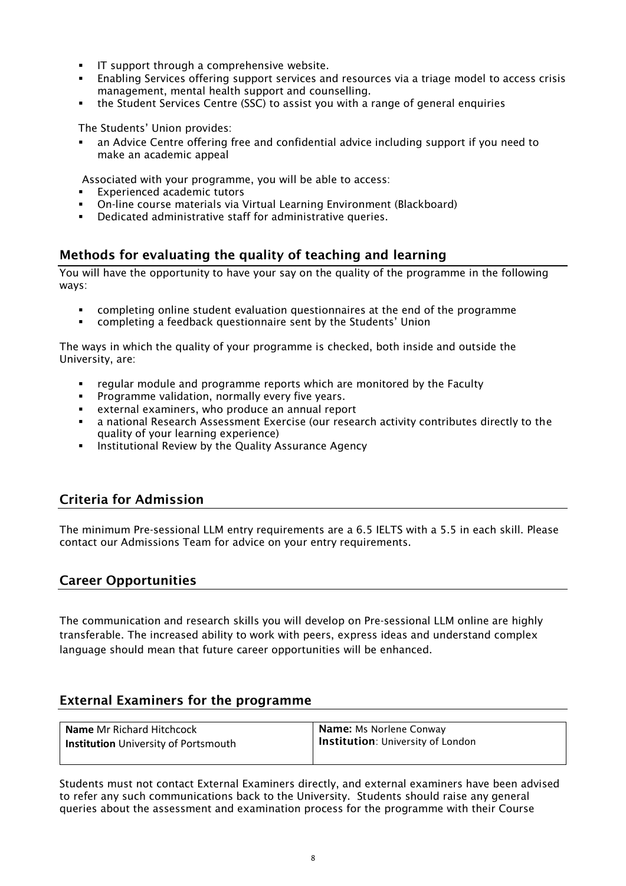- IT support through a comprehensive website.
- Enabling Services offering support services and resources via a triage model to access crisis management, mental health support and counselling.
- the Student Services Centre (SSC) to assist you with a range of general enquiries

The Students' Union provides:

- an Advice Centre offering free and confidential advice including support if you need to make an academic appeal

Associated with your programme, you will be able to access:

- Experienced academic tutors
- On-line course materials via Virtual Learning Environment (Blackboard)
- Dedicated administrative staff for administrative queries.

## Methods for evaluating the quality of teaching and learning

You will have the opportunity to have your say on the quality of the programme in the following ways:

- completing online student evaluation questionnaires at the end of the programme
- completing a feedback questionnaire sent by the Students' Union

The ways in which the quality of your programme is checked, both inside and outside the University, are:

- regular module and programme reports which are monitored by the Faculty
- Programme validation, normally every five years.
- external examiners, who produce an annual report
- a national Research Assessment Exercise (our research activity contributes directly to the quality of your learning experience)
- Institutional Review by the Quality Assurance Agency

## Criteria for Admission

The minimum Pre-sessional LLM entry requirements are a 6.5 IELTS with a 5.5 in each skill. Please contact our Admissions Team for advice on your entry requirements.

## Career Opportunities

The communication and research skills you will develop on Pre-sessional LLM online are highly transferable. The increased ability to work with peers, express ideas and understand complex language should mean that future career opportunities will be enhanced.

## External Examiners for the programme

| **Name** Mr Richard Hitchcock<br>**Institution** University of Portsmouth | **Name:** Ms Norlene Conway<br>**Institution**: University of London |
|---|---|

Students must not contact External Examiners directly, and external examiners have been advised to refer any such communications back to the University. Students should raise any general queries about the assessment and examination process for the programme with their Course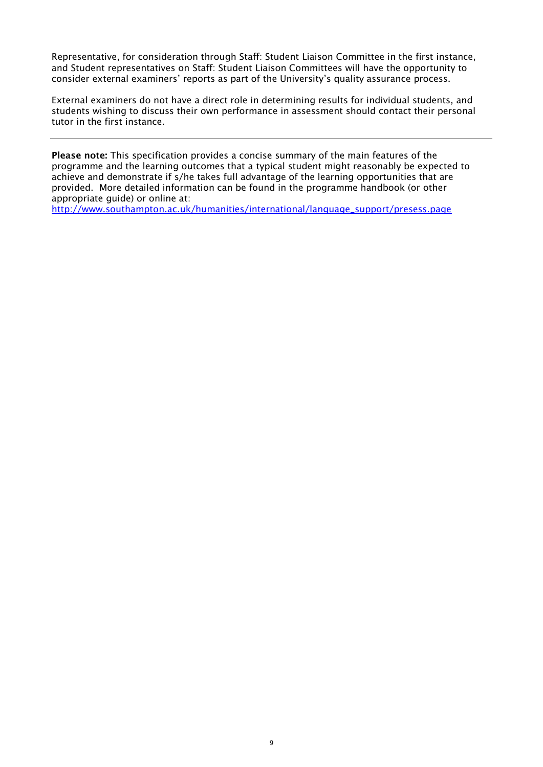Representative, for consideration through Staff: Student Liaison Committee in the first instance, and Student representatives on Staff: Student Liaison Committees will have the opportunity to consider external examiners' reports as part of the University's quality assurance process.

External examiners do not have a direct role in determining results for individual students, and students wishing to discuss their own performance in assessment should contact their personal tutor in the first instance.

---

**Please note:** This specification provides a concise summary of the main features of the programme and the learning outcomes that a typical student might reasonably be expected to achieve and demonstrate if s/he takes full advantage of the learning opportunities that are provided. More detailed information can be found in the programme handbook (or other appropriate guide) or online at:
http://www.southampton.ac.uk/humanities/international/language_support/presess.page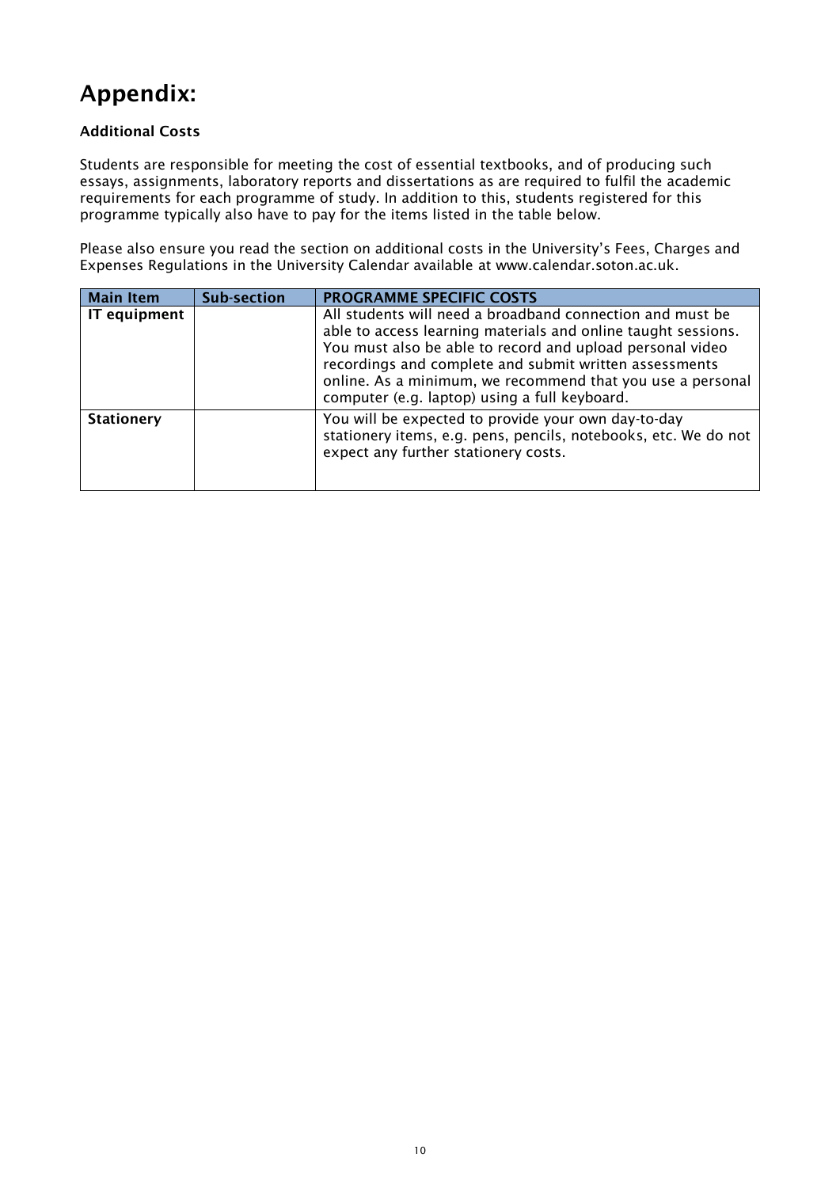# Appendix:

### Additional Costs

Students are responsible for meeting the cost of essential textbooks, and of producing such essays, assignments, laboratory reports and dissertations as are required to fulfil the academic requirements for each programme of study. In addition to this, students registered for this programme typically also have to pay for the items listed in the table below.

Please also ensure you read the section on additional costs in the University's Fees, Charges and Expenses Regulations in the University Calendar available at www.calendar.soton.ac.uk.

| Main Item | Sub-section | PROGRAMME SPECIFIC COSTS |
|---|---|---|
| **IT equipment** | | All students will need a broadband connection and must be able to access learning materials and online taught sessions. You must also be able to record and upload personal video recordings and complete and submit written assessments online. As a minimum, we recommend that you use a personal computer (e.g. laptop) using a full keyboard. |
| **Stationery** | | You will be expected to provide your own day-to-day stationery items, e.g. pens, pencils, notebooks, etc. We do not expect any further stationery costs. |